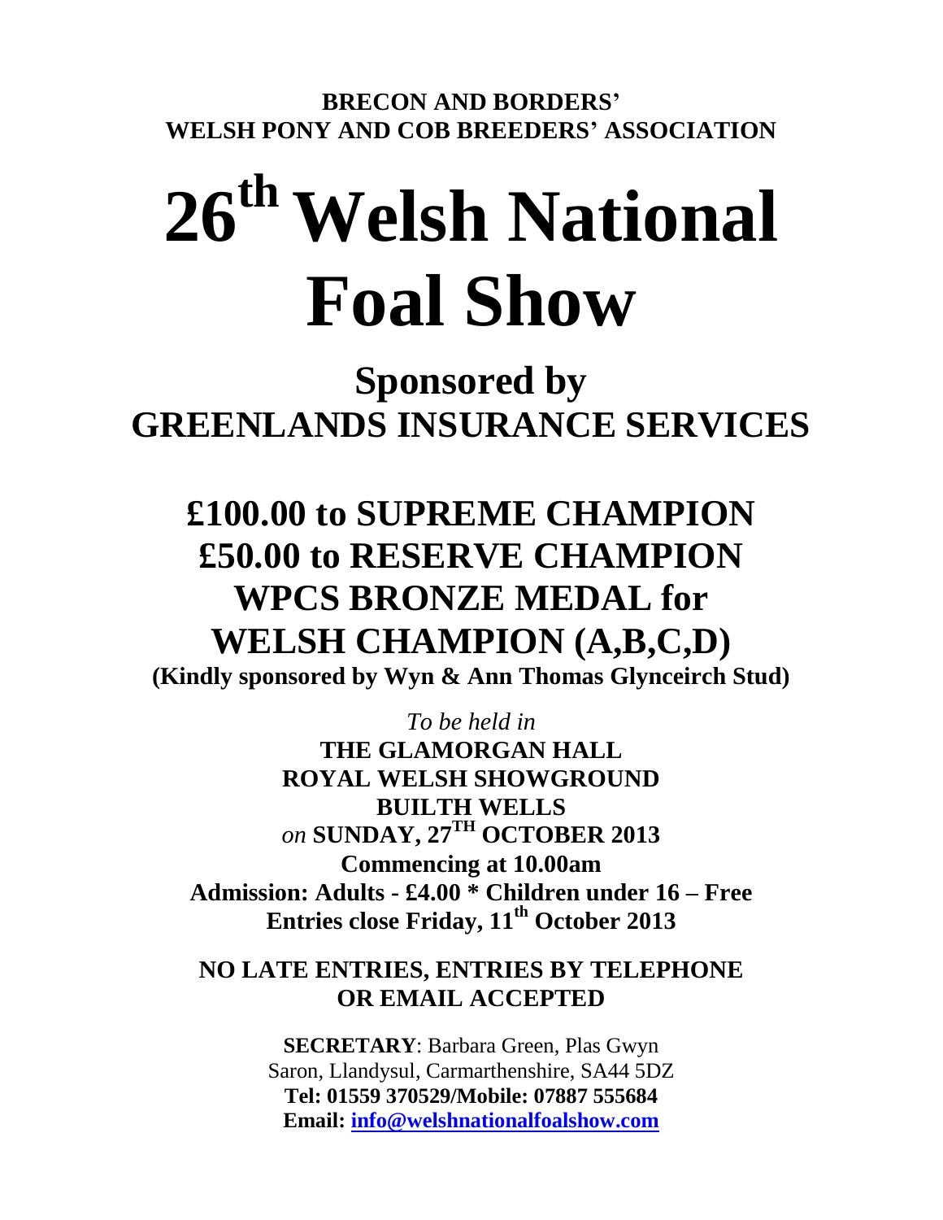**BRECON AND BORDERS' WELSH PONY AND COB BREEDERS' ASSOCIATION**

# 26th Welsh National Foal Show

## Sponsored by GREENLANDS INSURANCE SERVICES

## £100.00 to SUPREME CHAMPION
## £50.00 to RESERVE CHAMPION
## WPCS BRONZE MEDAL for WELSH CHAMPION (A,B,C,D)

**(Kindly sponsored by Wyn & Ann Thomas Glynceirch Stud)**

*To be held in*
**THE GLAMORGAN HALL**
**ROYAL WELSH SHOWGROUND**
**BUILTH WELLS**
*on* **SUNDAY, 27TH OCTOBER 2013**
**Commencing at 10.00am**
**Admission: Adults - £4.00 * Children under 16 – Free**
**Entries close Friday, 11th October 2013**

**NO LATE ENTRIES, ENTRIES BY TELEPHONE OR EMAIL ACCEPTED**

**SECRETARY**: Barbara Green, Plas Gwyn
Saron, Llandysul, Carmarthenshire, SA44 5DZ
**Tel: 01559 370529/Mobile: 07887 555684**
**Email: info@welshnationalfoalshow.com**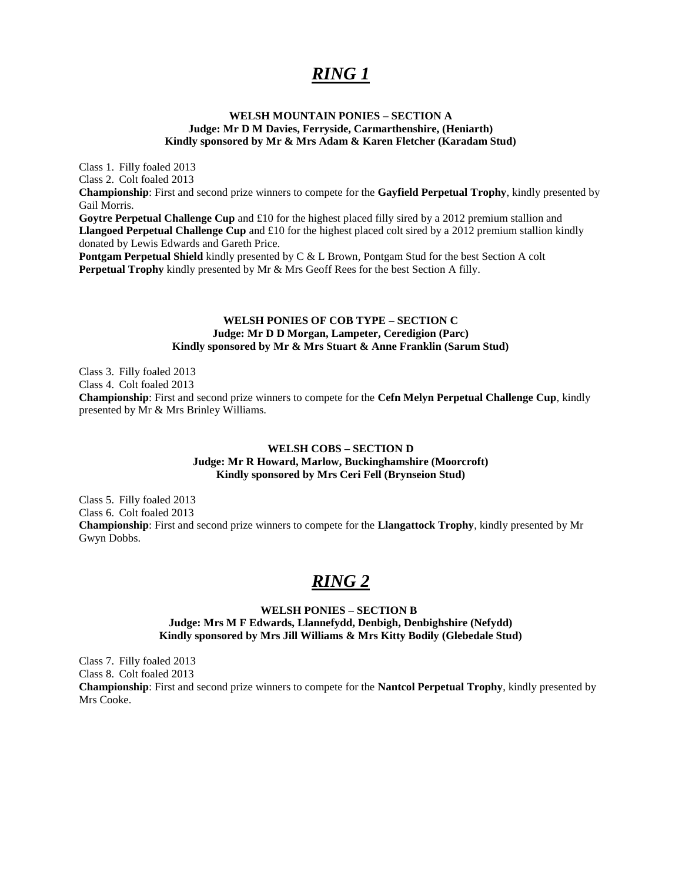# ***RING 1***

**WELSH MOUNTAIN PONIES – SECTION A**
**Judge: Mr D M Davies, Ferryside, Carmarthenshire, (Heniarth)**
**Kindly sponsored by Mr & Mrs Adam & Karen Fletcher (Karadam Stud)**

Class 1. Filly foaled 2013
Class 2. Colt foaled 2013
**Championship**: First and second prize winners to compete for the **Gayfield Perpetual Trophy**, kindly presented by Gail Morris.
**Goytre Perpetual Challenge Cup** and £10 for the highest placed filly sired by a 2012 premium stallion and **Llangoed Perpetual Challenge Cup** and £10 for the highest placed colt sired by a 2012 premium stallion kindly donated by Lewis Edwards and Gareth Price.
**Pontgam Perpetual Shield** kindly presented by C & L Brown, Pontgam Stud for the best Section A colt
**Perpetual Trophy** kindly presented by Mr & Mrs Geoff Rees for the best Section A filly.

**WELSH PONIES OF COB TYPE – SECTION C**
**Judge: Mr D D Morgan, Lampeter, Ceredigion (Parc)**
**Kindly sponsored by Mr & Mrs Stuart & Anne Franklin (Sarum Stud)**

Class 3. Filly foaled 2013
Class 4. Colt foaled 2013
**Championship**: First and second prize winners to compete for the **Cefn Melyn Perpetual Challenge Cup**, kindly presented by Mr & Mrs Brinley Williams.

**WELSH COBS – SECTION D**
**Judge: Mr R Howard, Marlow, Buckinghamshire (Moorcroft)**
**Kindly sponsored by Mrs Ceri Fell (Brynseion Stud)**

Class 5. Filly foaled 2013
Class 6. Colt foaled 2013
**Championship**: First and second prize winners to compete for the **Llangattock Trophy**, kindly presented by Mr Gwyn Dobbs.

# ***RING 2***

**WELSH PONIES – SECTION B**
**Judge: Mrs M F Edwards, Llannefydd, Denbigh, Denbighshire (Nefydd)**
**Kindly sponsored by Mrs Jill Williams & Mrs Kitty Bodily (Glebedale Stud)**

Class 7. Filly foaled 2013
Class 8. Colt foaled 2013
**Championship**: First and second prize winners to compete for the **Nantcol Perpetual Trophy**, kindly presented by Mrs Cooke.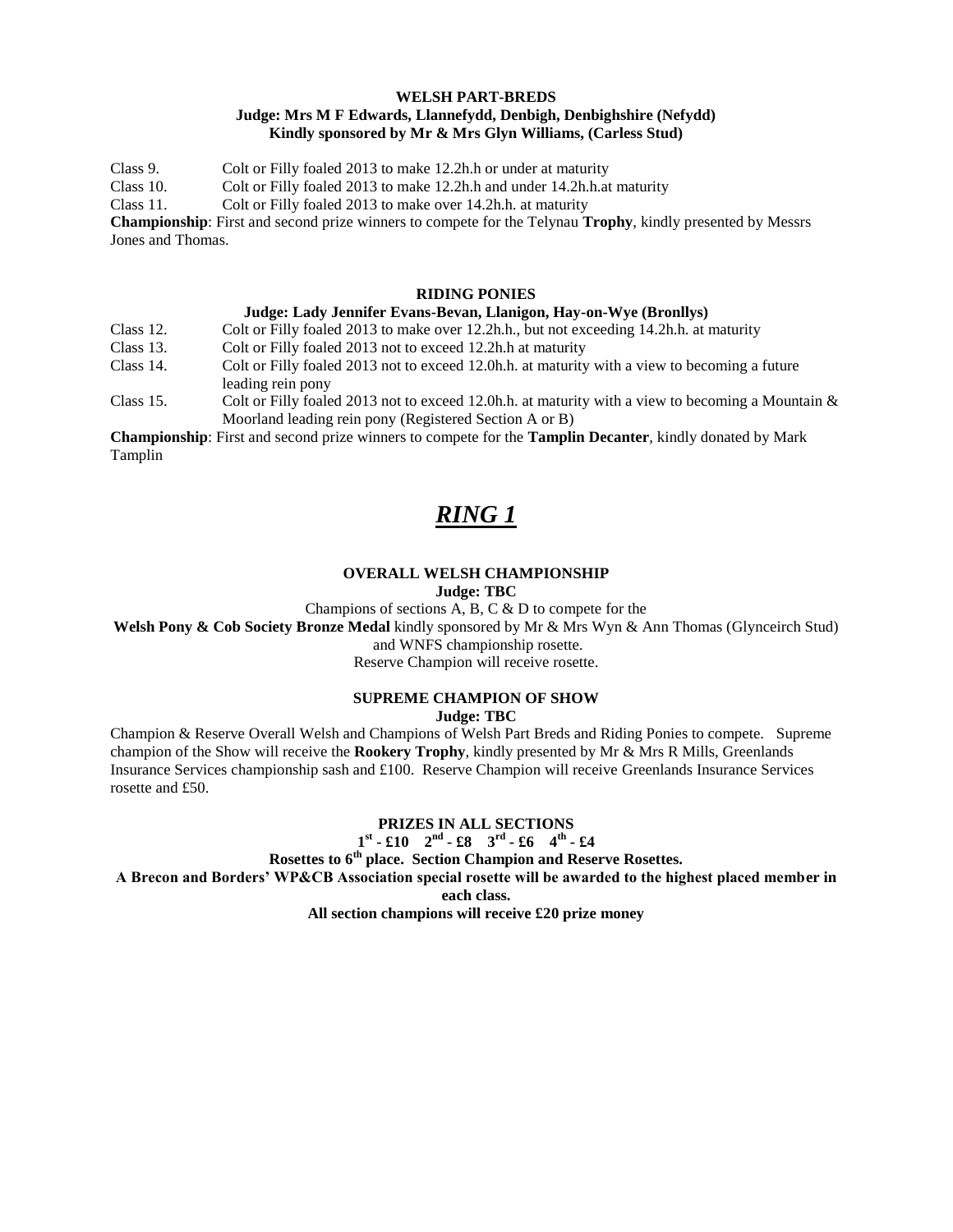**WELSH PART-BREDS**
**Judge: Mrs M F Edwards, Llannefydd, Denbigh, Denbighshire (Nefydd)**
**Kindly sponsored by Mr & Mrs Glyn Williams, (Carless Stud)**

Class 9. Colt or Filly foaled 2013 to make 12.2h.h or under at maturity
Class 10. Colt or Filly foaled 2013 to make 12.2h.h and under 14.2h.h.at maturity
Class 11. Colt or Filly foaled 2013 to make over 14.2h.h. at maturity

**Championship**: First and second prize winners to compete for the Telynau **Trophy**, kindly presented by Messrs Jones and Thomas.

**RIDING PONIES**
**Judge: Lady Jennifer Evans-Bevan, Llanigon, Hay-on-Wye (Bronllys)**

Class 12. Colt or Filly foaled 2013 to make over 12.2h.h., but not exceeding 14.2h.h. at maturity
Class 13. Colt or Filly foaled 2013 not to exceed 12.2h.h at maturity
Class 14. Colt or Filly foaled 2013 not to exceed 12.0h.h. at maturity with a view to becoming a future leading rein pony
Class 15. Colt or Filly foaled 2013 not to exceed 12.0h.h. at maturity with a view to becoming a Mountain & Moorland leading rein pony (Registered Section A or B)

**Championship**: First and second prize winners to compete for the **Tamplin Decanter**, kindly donated by Mark Tamplin

# ***RING 1***

**OVERALL WELSH CHAMPIONSHIP**
**Judge: TBC**

Champions of sections A, B, C & D to compete for the
**Welsh Pony & Cob Society Bronze Medal** kindly sponsored by Mr & Mrs Wyn & Ann Thomas (Glynceirch Stud) and WNFS championship rosette.
Reserve Champion will receive rosette.

**SUPREME CHAMPION OF SHOW**
**Judge: TBC**

Champion & Reserve Overall Welsh and Champions of Welsh Part Breds and Riding Ponies to compete. Supreme champion of the Show will receive the **Rookery Trophy**, kindly presented by Mr & Mrs R Mills, Greenlands Insurance Services championship sash and £100. Reserve Champion will receive Greenlands Insurance Services rosette and £50.

**PRIZES IN ALL SECTIONS**
**1st - £10 2nd - £8 3rd - £6 4th - £4**
**Rosettes to 6th place. Section Champion and Reserve Rosettes.**
**A Brecon and Borders' WP&CB Association special rosette will be awarded to the highest placed member in each class.**
**All section champions will receive £20 prize money**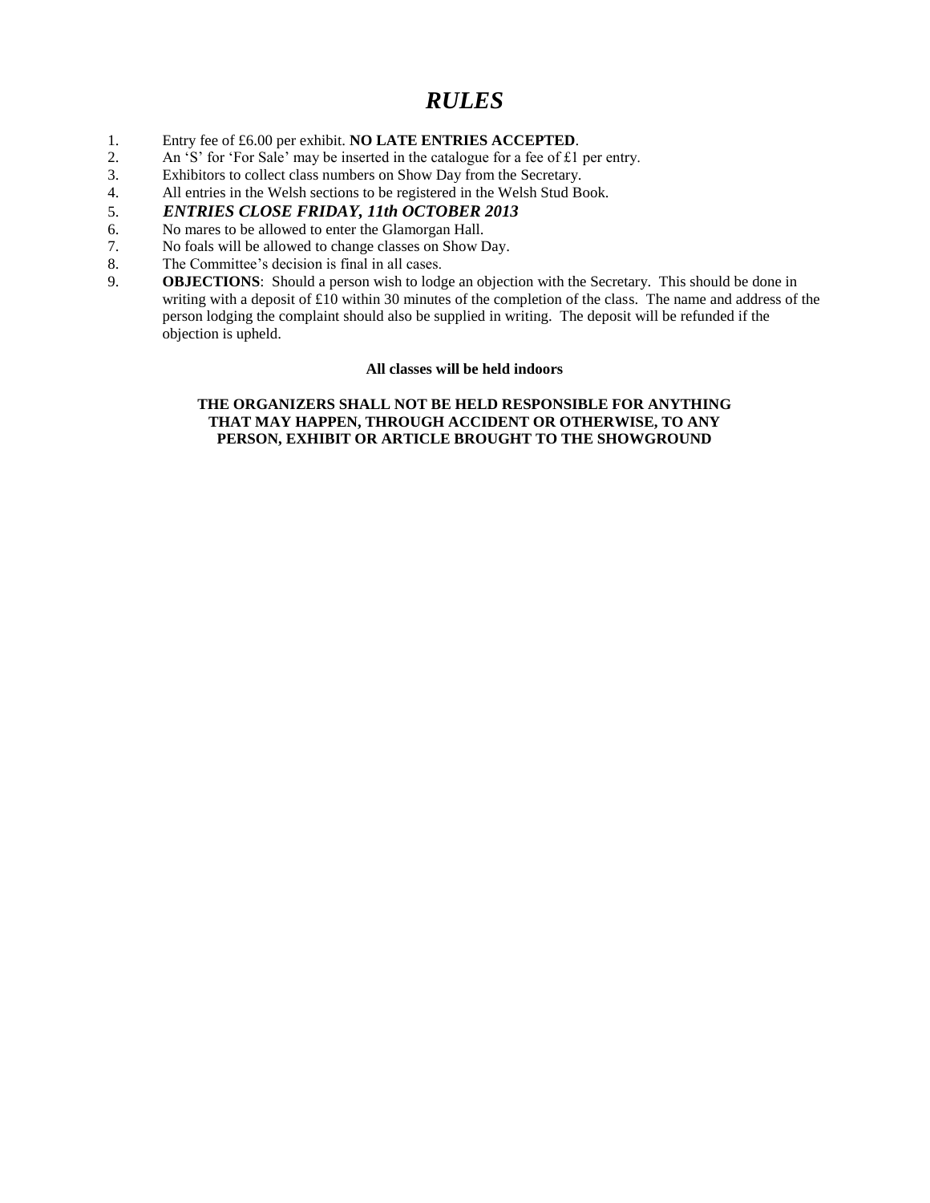# *RULES*

1. Entry fee of £6.00 per exhibit. **NO LATE ENTRIES ACCEPTED**.
2. An 'S' for 'For Sale' may be inserted in the catalogue for a fee of £1 per entry.
3. Exhibitors to collect class numbers on Show Day from the Secretary.
4. All entries in the Welsh sections to be registered in the Welsh Stud Book.
5. ***ENTRIES CLOSE FRIDAY, 11th OCTOBER 2013***
6. No mares to be allowed to enter the Glamorgan Hall.
7. No foals will be allowed to change classes on Show Day.
8. The Committee's decision is final in all cases.
9. **OBJECTIONS**: Should a person wish to lodge an objection with the Secretary. This should be done in writing with a deposit of £10 within 30 minutes of the completion of the class. The name and address of the person lodging the complaint should also be supplied in writing. The deposit will be refunded if the objection is upheld.

**All classes will be held indoors**

**THE ORGANIZERS SHALL NOT BE HELD RESPONSIBLE FOR ANYTHING THAT MAY HAPPEN, THROUGH ACCIDENT OR OTHERWISE, TO ANY PERSON, EXHIBIT OR ARTICLE BROUGHT TO THE SHOWGROUND**